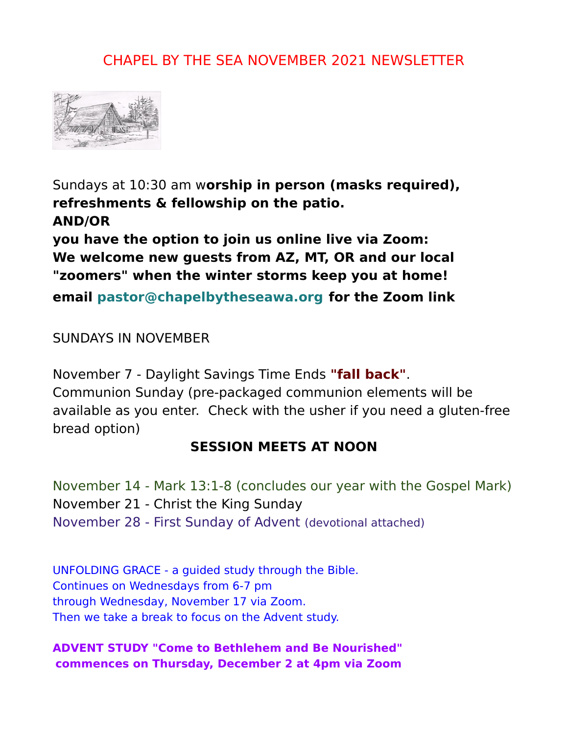# CHAPEL BY THE SEA NOVEMBER 2021 NEWSLETTER

Sundays at 10:30 am w**orship in person (masks required), refreshments & fellowship on the patio.**
**AND/OR**
**you have the option to join us online live via Zoom:**
**We welcome new guests from AZ, MT, OR and our local "zoomers" when the winter storms keep you at home!**
**email pastor@chapelbytheseawa.org for the Zoom link**

SUNDAYS IN NOVEMBER

November 7 - Daylight Savings Time Ends **"fall back"**.
Communion Sunday (pre-packaged communion elements will be available as you enter. Check with the usher if you need a gluten-free bread option)

**SESSION MEETS AT NOON**

November 14 - Mark 13:1-8 (concludes our year with the Gospel Mark)
November 21 - Christ the King Sunday
November 28 - First Sunday of Advent (devotional attached)

UNFOLDING GRACE - a guided study through the Bible.
Continues on Wednesdays from 6-7 pm
through Wednesday, November 17 via Zoom.
Then we take a break to focus on the Advent study.

**ADVENT STUDY "Come to Bethlehem and Be Nourished"**
**commences on Thursday, December 2 at 4pm via Zoom**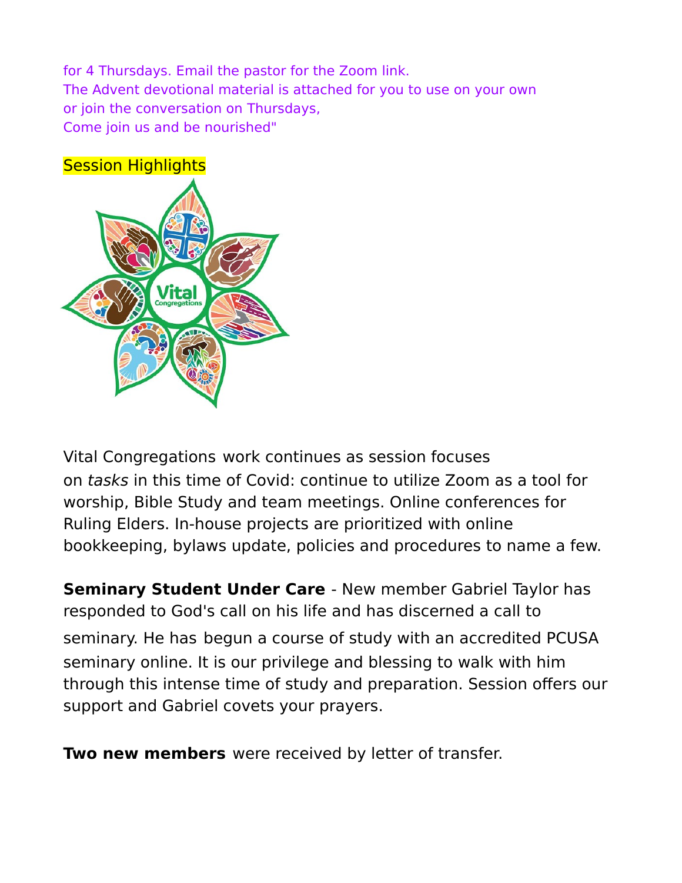for 4 Thursdays. Email the pastor for the Zoom link.
The Advent devotional material is attached for you to use on your own or join the conversation on Thursdays,
Come join us and be nourished"

Session Highlights

Vital Congregations work continues as session focuses on *tasks* in this time of Covid: continue to utilize Zoom as a tool for worship, Bible Study and team meetings. Online conferences for Ruling Elders. In-house projects are prioritized with online bookkeeping, bylaws update, policies and procedures to name a few.

**Seminary Student Under Care** - New member Gabriel Taylor has responded to God's call on his life and has discerned a call to seminary. He has begun a course of study with an accredited PCUSA seminary online. It is our privilege and blessing to walk with him through this intense time of study and preparation. Session offers our support and Gabriel covets your prayers.

**Two new members** were received by letter of transfer.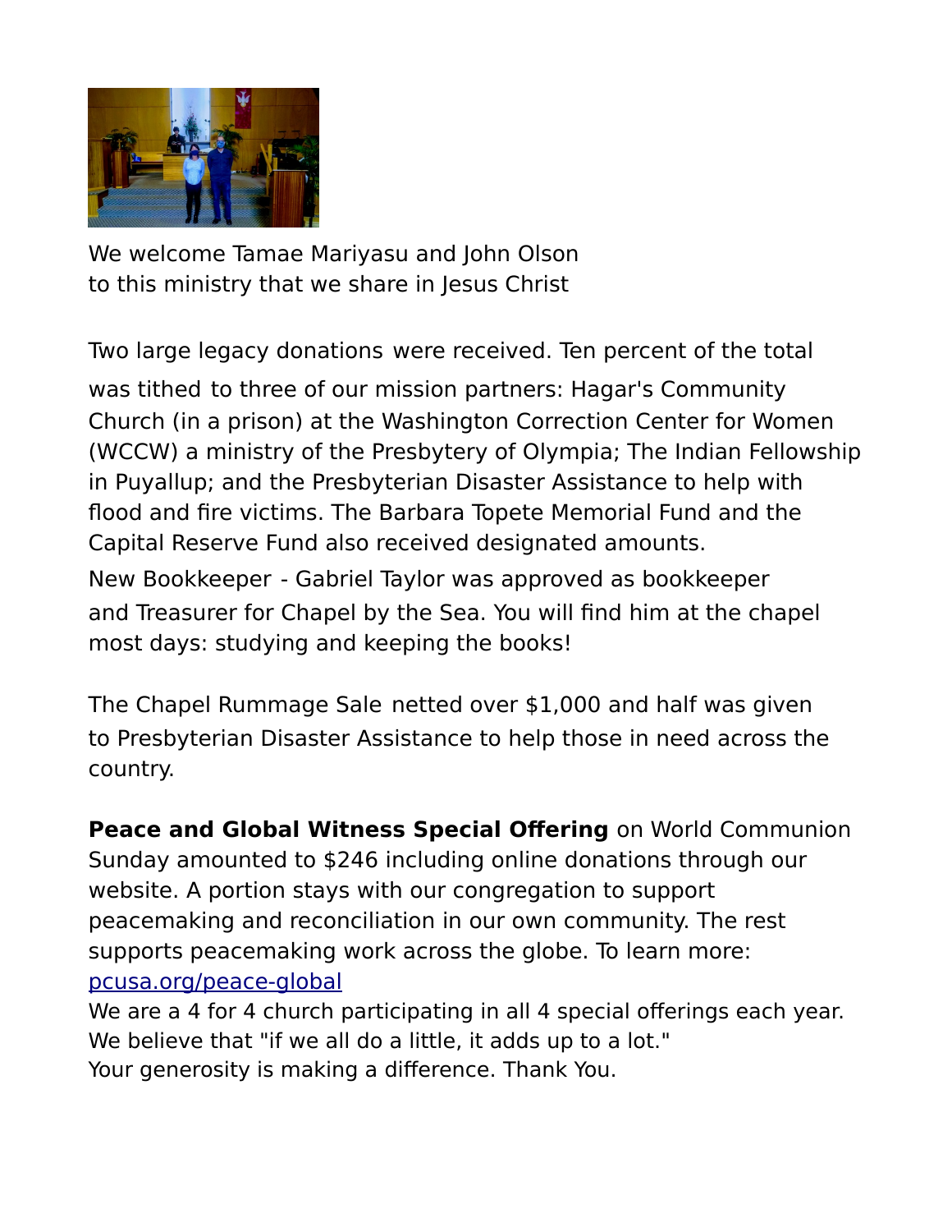We welcome Tamae Mariyasu and John Olson
to this ministry that we share in Jesus Christ

Two large legacy donations were received. Ten percent of the total was tithed to three of our mission partners: Hagar's Community Church (in a prison) at the Washington Correction Center for Women (WCCW) a ministry of the Presbytery of Olympia; The Indian Fellowship in Puyallup; and the Presbyterian Disaster Assistance to help with flood and fire victims. The Barbara Topete Memorial Fund and the Capital Reserve Fund also received designated amounts.

New Bookkeeper - Gabriel Taylor was approved as bookkeeper and Treasurer for Chapel by the Sea. You will find him at the chapel most days: studying and keeping the books!

The Chapel Rummage Sale netted over $1,000 and half was given to Presbyterian Disaster Assistance to help those in need across the country.

**Peace and Global Witness Special Offering** on World Communion Sunday amounted to $246 including online donations through our website. A portion stays with our congregation to support peacemaking and reconciliation in our own community. The rest supports peacemaking work across the globe. To learn more: [pcusa.org/peace-global](pcusa.org/peace-global)

We are a 4 for 4 church participating in all 4 special offerings each year. We believe that "if we all do a little, it adds up to a lot."
Your generosity is making a difference. Thank You.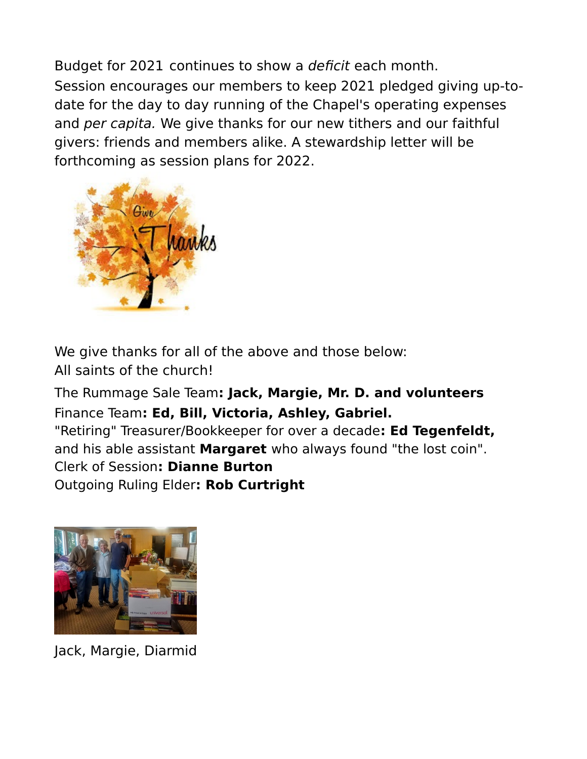Budget for 2021 continues to show a *deficit* each month.
Session encourages our members to keep 2021 pledged giving up-to-date for the day to day running of the Chapel's operating expenses and *per capita.* We give thanks for our new tithers and our faithful givers: friends and members alike. A stewardship letter will be forthcoming as session plans for 2022.

We give thanks for all of the above and those below:
All saints of the church!

The Rummage Sale Team**: Jack, Margie, Mr. D. and volunteers**
Finance Team**: Ed, Bill, Victoria, Ashley, Gabriel.**
"Retiring" Treasurer/Bookkeeper for over a decade**: Ed Tegenfeldt,** and his able assistant **Margaret** who always found "the lost coin".
Clerk of Session**: Dianne Burton**
Outgoing Ruling Elder**: Rob Curtright**

Jack, Margie, Diarmid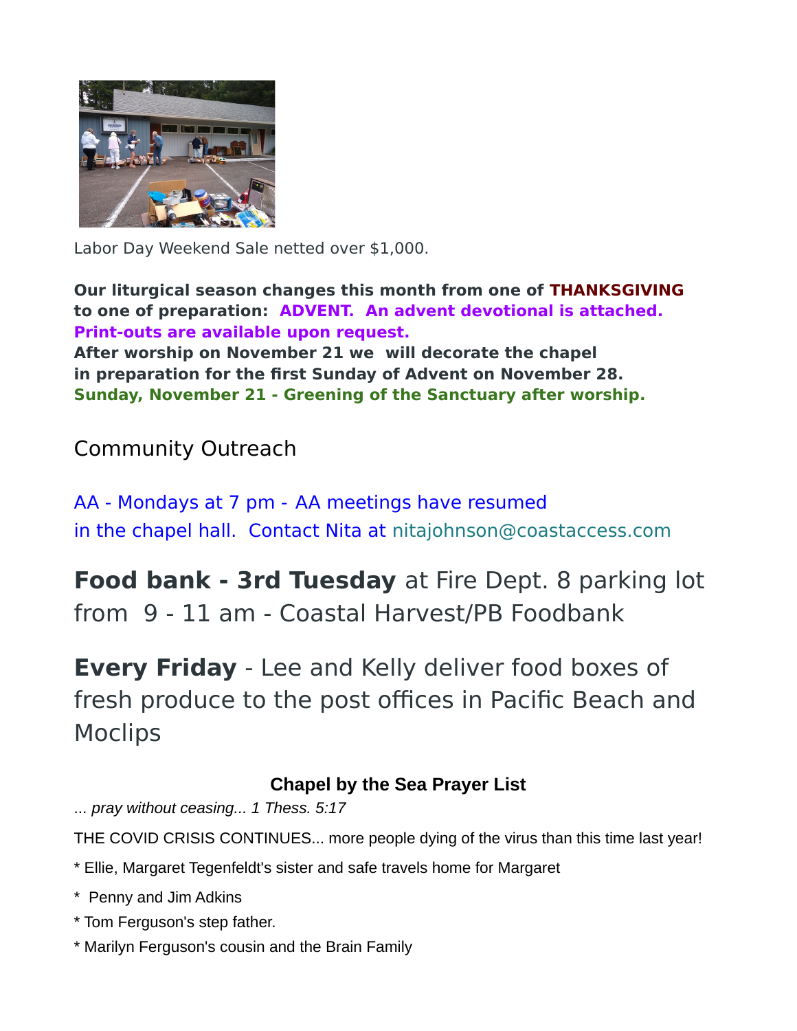Labor Day Weekend Sale netted over $1,000.

**Our liturgical season changes this month from one of THANKSGIVING to one of preparation: ADVENT. An advent devotional is attached. Print-outs are available upon request.**
**After worship on November 21 we will decorate the chapel in preparation for the first Sunday of Advent on November 28.**
**Sunday, November 21 - Greening of the Sanctuary after worship.**

## Community Outreach

AA - Mondays at 7 pm - AA meetings have resumed in the chapel hall. Contact Nita at nitajohnson@coastaccess.com

**Food bank - 3rd Tuesday** at Fire Dept. 8 parking lot from 9 - 11 am - Coastal Harvest/PB Foodbank

**Every Friday** - Lee and Kelly deliver food boxes of fresh produce to the post offices in Pacific Beach and Moclips

### Chapel by the Sea Prayer List

*... pray without ceasing... 1 Thess. 5:17*

THE COVID CRISIS CONTINUES... more people dying of the virus than this time last year!

* Ellie, Margaret Tegenfeldt's sister and safe travels home for Margaret
* Penny and Jim Adkins
* Tom Ferguson's step father.
* Marilyn Ferguson's cousin and the Brain Family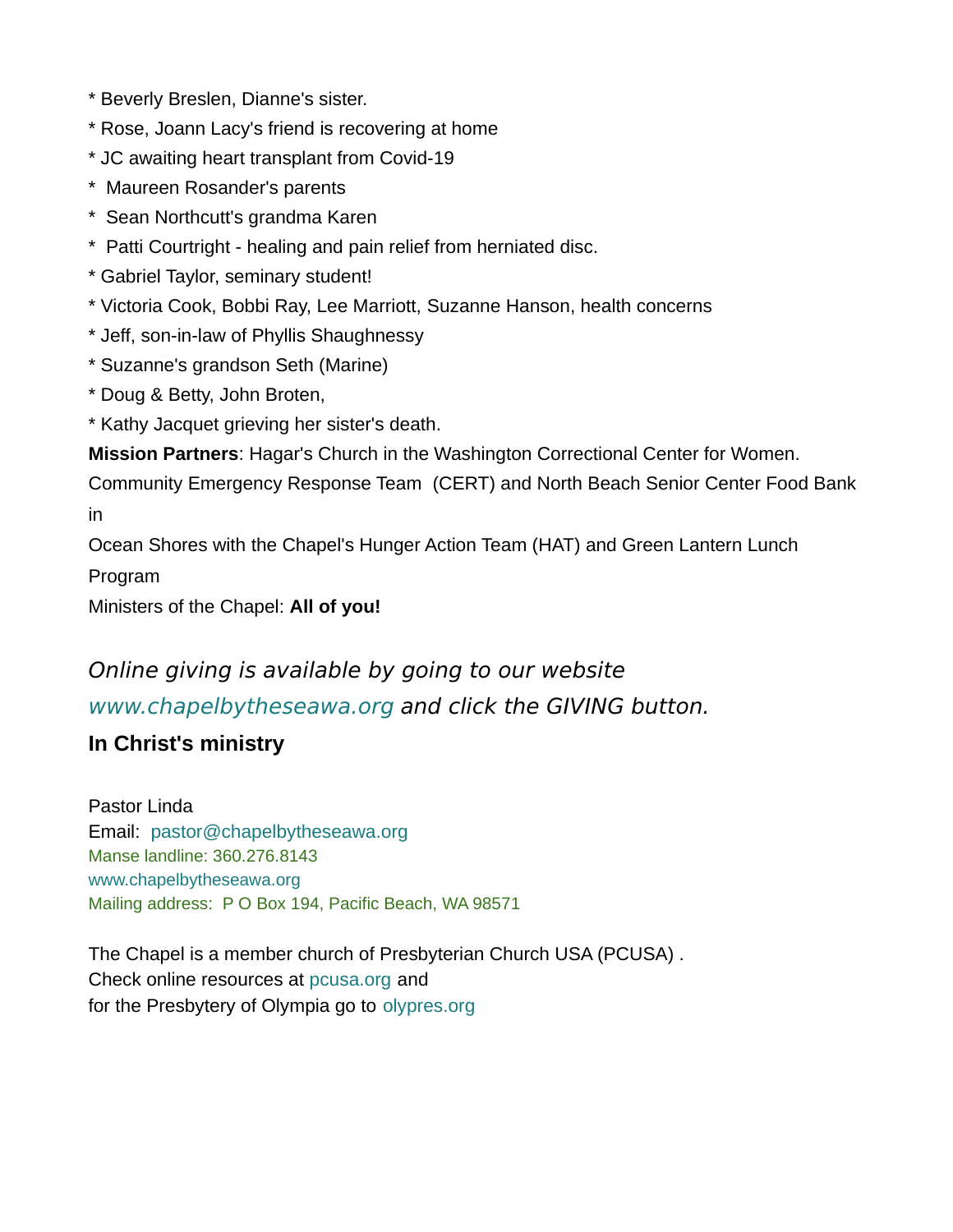* Beverly Breslen, Dianne's sister.
* Rose, Joann Lacy's friend is recovering at home
* JC awaiting heart transplant from Covid-19
* Maureen Rosander's parents
* Sean Northcutt's grandma Karen
* Patti Courtright - healing and pain relief from herniated disc.
* Gabriel Taylor, seminary student!
* Victoria Cook, Bobbi Ray, Lee Marriott, Suzanne Hanson, health concerns
* Jeff, son-in-law of Phyllis Shaughnessy
* Suzanne's grandson Seth (Marine)
* Doug & Betty, John Broten,
* Kathy Jacquet grieving her sister's death.

**Mission Partners**: Hagar's Church in the Washington Correctional Center for Women.
Community Emergency Response Team (CERT) and North Beach Senior Center Food Bank in
Ocean Shores with the Chapel's Hunger Action Team (HAT) and Green Lantern Lunch Program

Ministers of the Chapel: **All of you!**

*Online giving is available by going to our website www.chapelbytheseawa.org and click the GIVING button.*

**In Christ's ministry**

Pastor Linda
Email: pastor@chapelbytheseawa.org
Manse landline: 360.276.8143
www.chapelbytheseawa.org
Mailing address: P O Box 194, Pacific Beach, WA 98571

The Chapel is a member church of Presbyterian Church USA (PCUSA) .
Check online resources at pcusa.org and
for the Presbytery of Olympia go to olypres.org